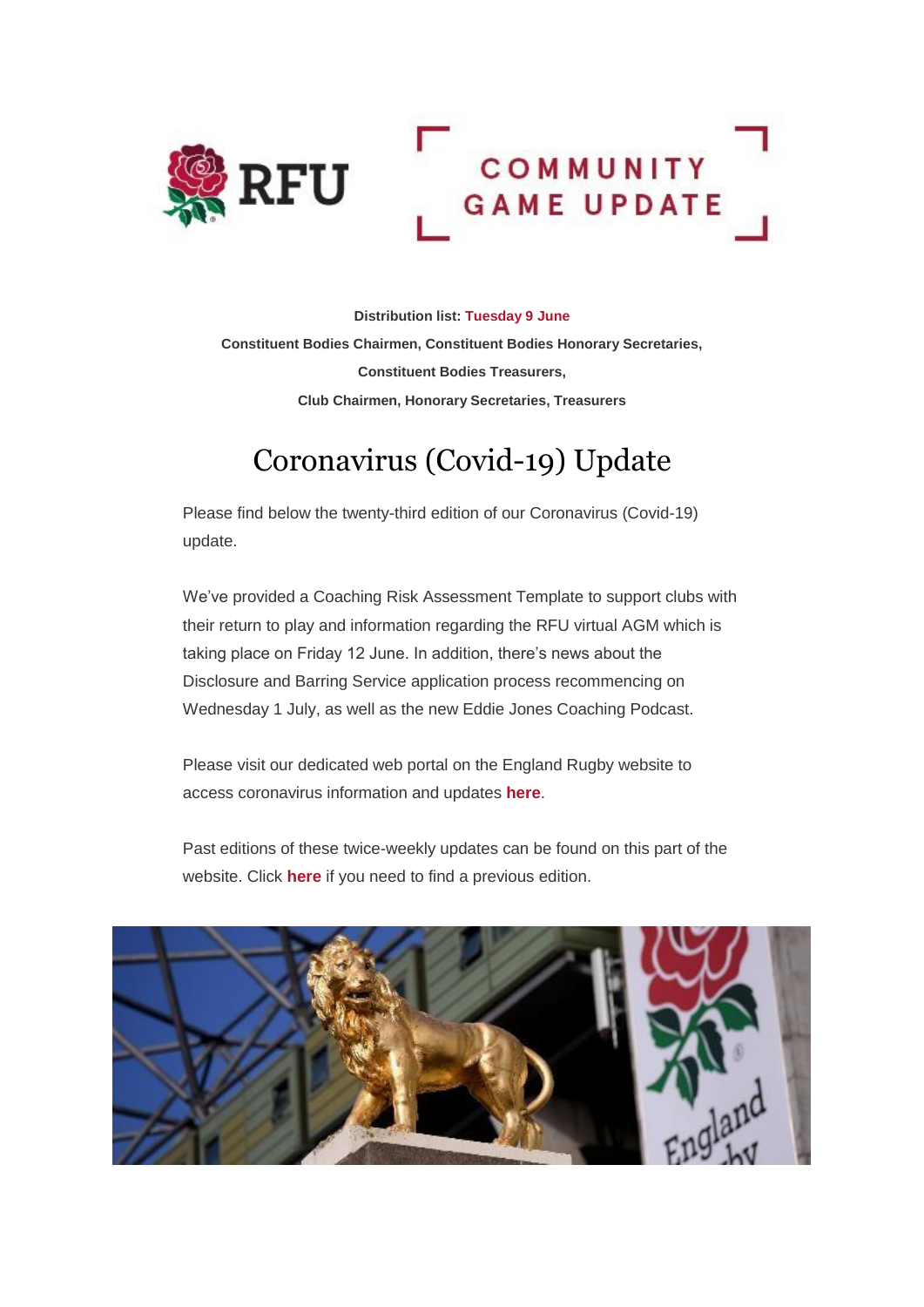RFU

COMMUNITY GAME UPDATE

**Distribution list: Tuesday 9 June**

**Constituent Bodies Chairmen, Constituent Bodies Honorary Secretaries, Constituent Bodies Treasurers,**

**Club Chairmen, Honorary Secretaries, Treasurers**

# Coronavirus (Covid-19) Update

Please find below the twenty-third edition of our Coronavirus (Covid-19) update.

We've provided a Coaching Risk Assessment Template to support clubs with their return to play and information regarding the RFU virtual AGM which is taking place on Friday 12 June. In addition, there's news about the Disclosure and Barring Service application process recommencing on Wednesday 1 July, as well as the new Eddie Jones Coaching Podcast.

Please visit our dedicated web portal on the England Rugby website to access coronavirus information and updates **here**.

Past editions of these twice-weekly updates can be found on this part of the website. Click **here** if you need to find a previous edition.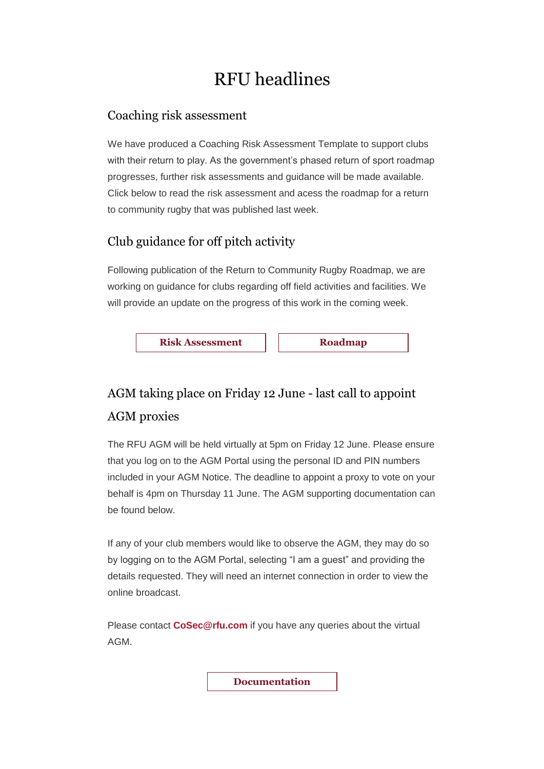# RFU headlines

## Coaching risk assessment

We have produced a Coaching Risk Assessment Template to support clubs with their return to play. As the government's phased return of sport roadmap progresses, further risk assessments and guidance will be made available. Click below to read the risk assessment and acess the roadmap for a return to community rugby that was published last week.

## Club guidance for off pitch activity

Following publication of the Return to Community Rugby Roadmap, we are working on guidance for clubs regarding off field activities and facilities. We will provide an update on the progress of this work in the coming week.

**Risk Assessment** **Roadmap**

## AGM taking place on Friday 12 June - last call to appoint AGM proxies

The RFU AGM will be held virtually at 5pm on Friday 12 June. Please ensure that you log on to the AGM Portal using the personal ID and PIN numbers included in your AGM Notice. The deadline to appoint a proxy to vote on your behalf is 4pm on Thursday 11 June. The AGM supporting documentation can be found below.

If any of your club members would like to observe the AGM, they may do so by logging on to the AGM Portal, selecting "I am a guest" and providing the details requested. They will need an internet connection in order to view the online broadcast.

Please contact **CoSec@rfu.com** if you have any queries about the virtual AGM.

**Documentation**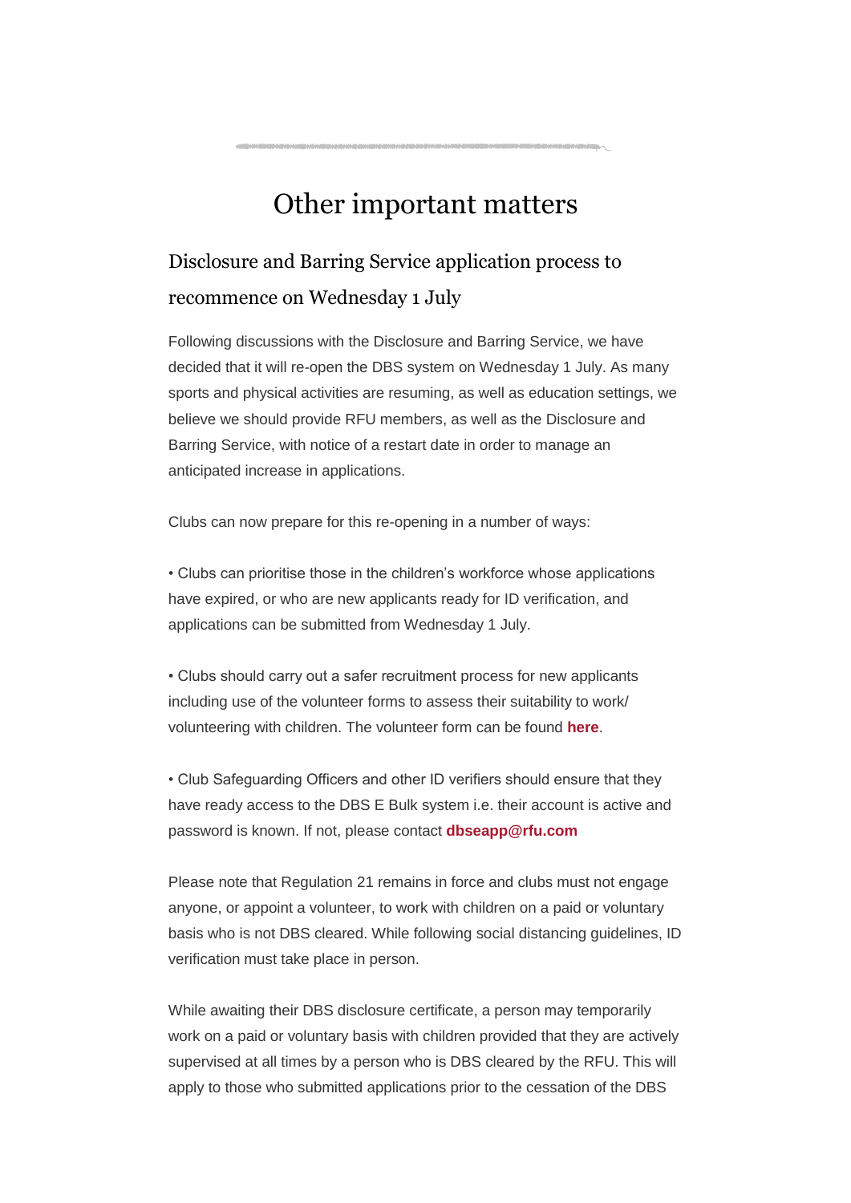# Other important matters

## Disclosure and Barring Service application process to recommence on Wednesday 1 July

Following discussions with the Disclosure and Barring Service, we have decided that it will re-open the DBS system on Wednesday 1 July. As many sports and physical activities are resuming, as well as education settings, we believe we should provide RFU members, as well as the Disclosure and Barring Service, with notice of a restart date in order to manage an anticipated increase in applications.

Clubs can now prepare for this re-opening in a number of ways:

• Clubs can prioritise those in the children's workforce whose applications have expired, or who are new applicants ready for ID verification, and applications can be submitted from Wednesday 1 July.

• Clubs should carry out a safer recruitment process for new applicants including use of the volunteer forms to assess their suitability to work/ volunteering with children. The volunteer form can be found **here**.

• Club Safeguarding Officers and other ID verifiers should ensure that they have ready access to the DBS E Bulk system i.e. their account is active and password is known. If not, please contact **dbseapp@rfu.com**

Please note that Regulation 21 remains in force and clubs must not engage anyone, or appoint a volunteer, to work with children on a paid or voluntary basis who is not DBS cleared. While following social distancing guidelines, ID verification must take place in person.

While awaiting their DBS disclosure certificate, a person may temporarily work on a paid or voluntary basis with children provided that they are actively supervised at all times by a person who is DBS cleared by the RFU. This will apply to those who submitted applications prior to the cessation of the DBS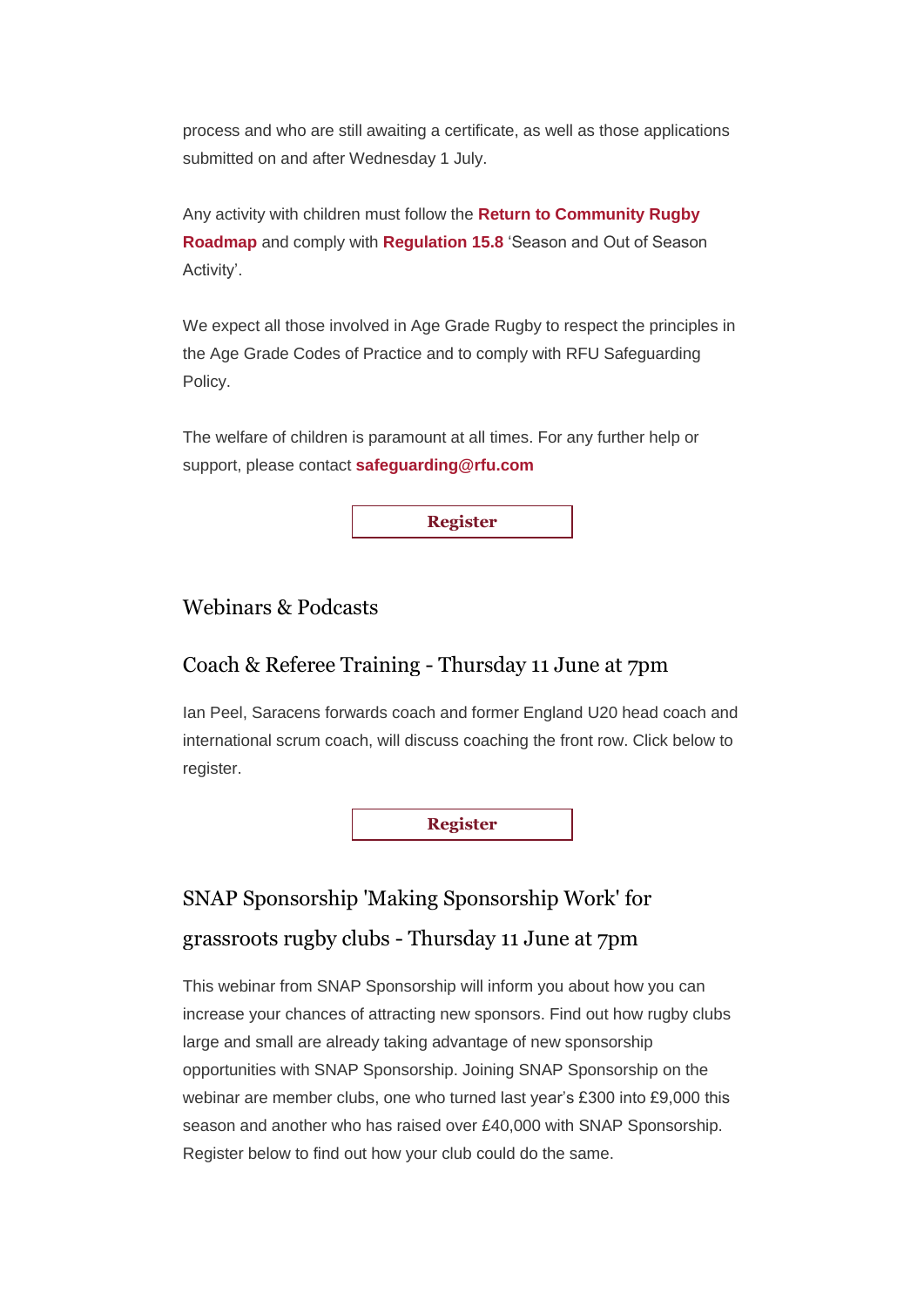process and who are still awaiting a certificate, as well as those applications submitted on and after Wednesday 1 July.

Any activity with children must follow the **Return to Community Rugby Roadmap** and comply with **Regulation 15.8** ‘Season and Out of Season Activity’.

We expect all those involved in Age Grade Rugby to respect the principles in the Age Grade Codes of Practice and to comply with RFU Safeguarding Policy.

The welfare of children is paramount at all times. For any further help or support, please contact **safeguarding@rfu.com**

**Register**

## Webinars & Podcasts

### Coach & Referee Training - Thursday 11 June at 7pm

Ian Peel, Saracens forwards coach and former England U20 head coach and international scrum coach, will discuss coaching the front row. Click below to register.

**Register**

### SNAP Sponsorship 'Making Sponsorship Work' for grassroots rugby clubs - Thursday 11 June at 7pm

This webinar from SNAP Sponsorship will inform you about how you can increase your chances of attracting new sponsors. Find out how rugby clubs large and small are already taking advantage of new sponsorship opportunities with SNAP Sponsorship. Joining SNAP Sponsorship on the webinar are member clubs, one who turned last year’s £300 into £9,000 this season and another who has raised over £40,000 with SNAP Sponsorship. Register below to find out how your club could do the same.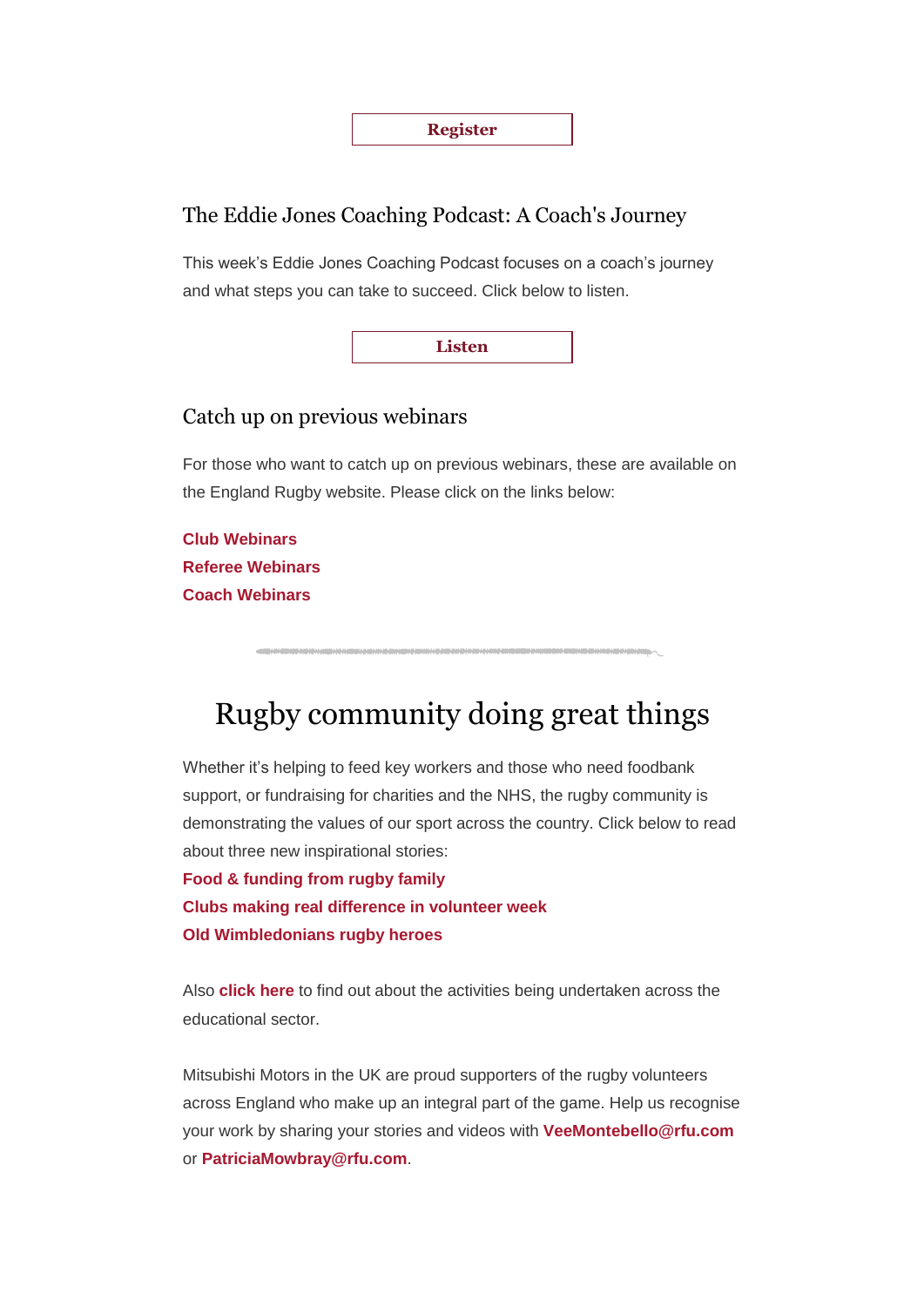**Register**

## The Eddie Jones Coaching Podcast: A Coach's Journey

This week's Eddie Jones Coaching Podcast focuses on a coach's journey and what steps you can take to succeed. Click below to listen.

**Listen**

## Catch up on previous webinars

For those who want to catch up on previous webinars, these are available on the England Rugby website. Please click on the links below:

**Club Webinars**
**Referee Webinars**
**Coach Webinars**

# Rugby community doing great things

Whether it's helping to feed key workers and those who need foodbank support, or fundraising for charities and the NHS, the rugby community is demonstrating the values of our sport across the country. Click below to read about three new inspirational stories:

**Food & funding from rugby family**
**Clubs making real difference in volunteer week**
**Old Wimbledonians rugby heroes**

Also **click here** to find out about the activities being undertaken across the educational sector.

Mitsubishi Motors in the UK are proud supporters of the rugby volunteers across England who make up an integral part of the game. Help us recognise your work by sharing your stories and videos with **VeeMontebello@rfu.com** or **PatriciaMowbray@rfu.com**.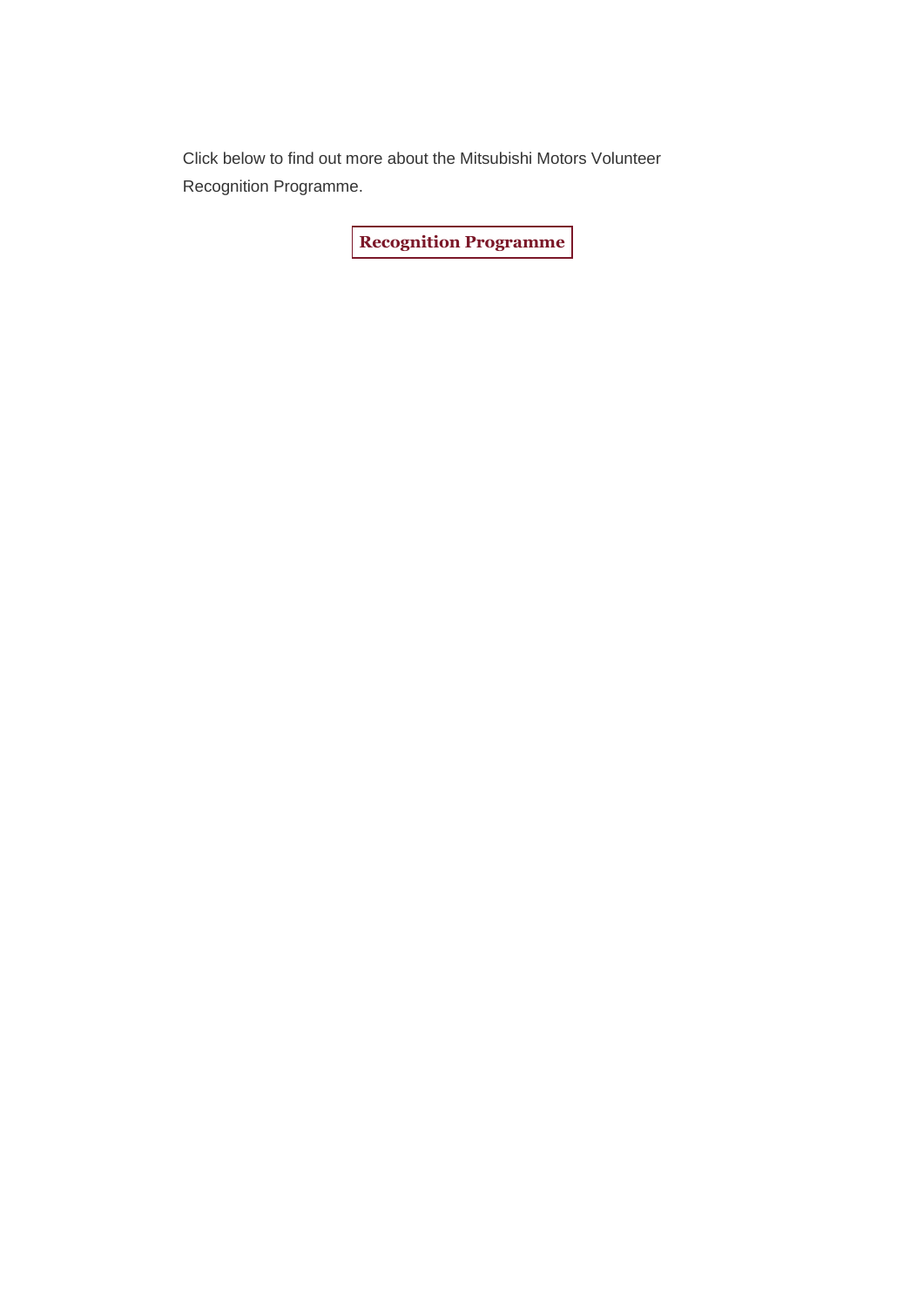Click below to find out more about the Mitsubishi Motors Volunteer Recognition Programme.

**Recognition Programme**